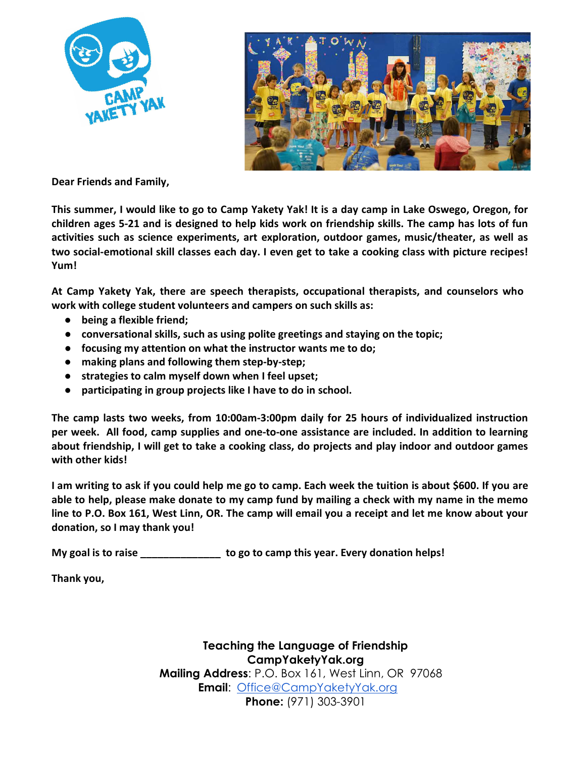Dear Friends and Family,

**This summer, I would like to go to Camp Yakety Yak! It is a day camp in Lake Oswego, Oregon, for children ages 5-21 and is designed to help kids work on friendship skills. The camp has lots of fun activities such as science experiments, art exploration, outdoor games, music/theater, as well as two social-emotional skill classes each day. I even get to take a cooking class with picture recipes! Yum!**

**At Camp Yakety Yak, there are speech therapists, occupational therapists, and counselors who work with college student volunteers and campers on such skills as:**

- **being a flexible friend;**
- **conversational skills, such as using polite greetings and staying on the topic;**
- **focusing my attention on what the instructor wants me to do;**
- **making plans and following them step-by-step;**
- **strategies to calm myself down when I feel upset;**
- **participating in group projects like I have to do in school.**

**The camp lasts two weeks, from 10:00am-3:00pm daily for 25 hours of individualized instruction per week. All food, camp supplies and one-to-one assistance are included. In addition to learning about friendship, I will get to take a cooking class, do projects and play indoor and outdoor games with other kids!**

**I am writing to ask if you could help me go to camp. Each week the tuition is about $600. If you are able to help, please make donate to my camp fund by mailing a check with my name in the memo line to P.O. Box 161, West Linn, OR. The camp will email you a receipt and let me know about your donation, so I may thank you!**

**My goal is to raise ______________ to go to camp this year. Every donation helps!**

**Thank you,**

**Teaching the Language of Friendship**
**CampYaketyYak.org**
**Mailing Address**: P.O. Box 161, West Linn, OR 97068
**Email**: Office@CampYaketyYak.org
**Phone:** (971) 303-3901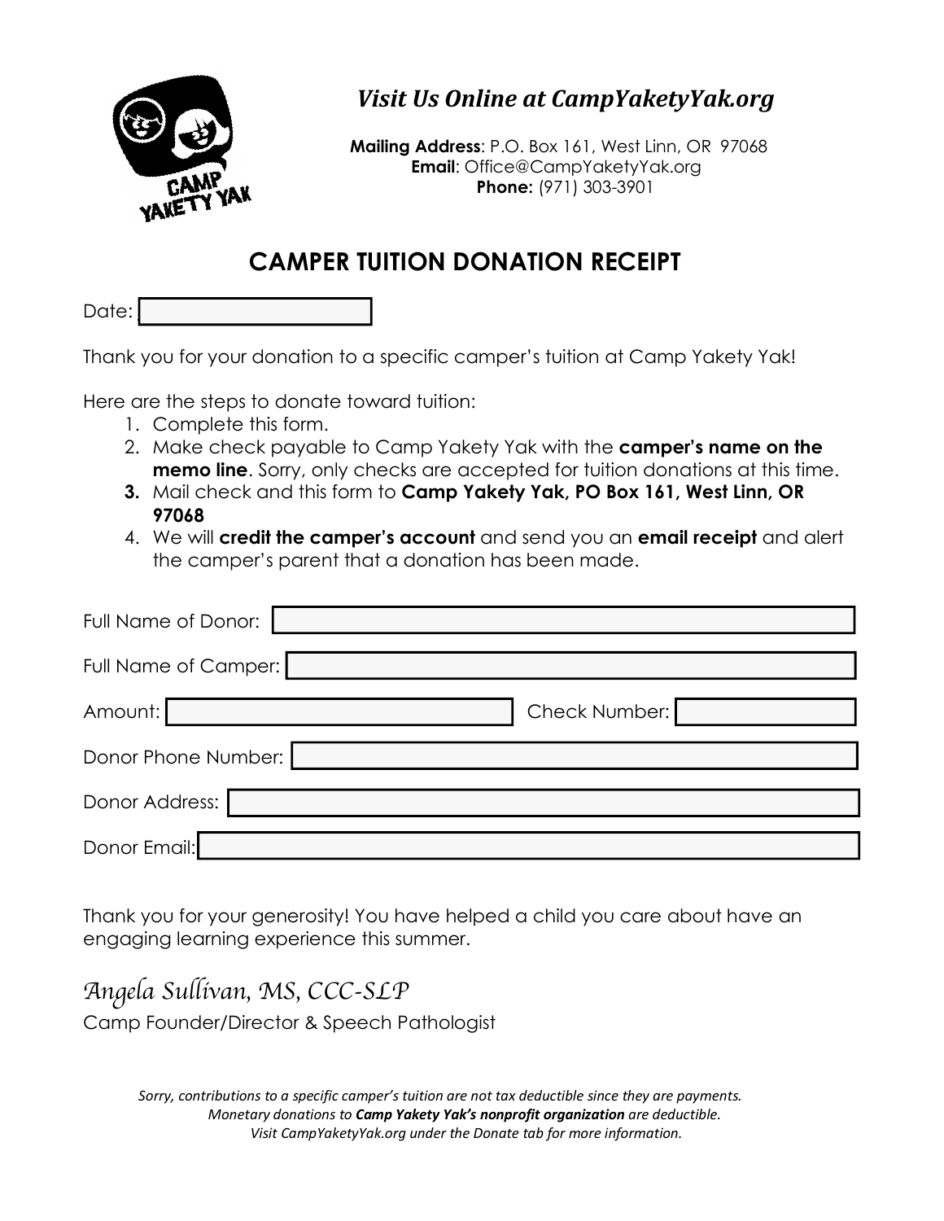*Visit Us Online at CampYaketyYak.org*

**Mailing Address**: P.O. Box 161, West Linn, OR 97068
**Email**: Office@CampYaketyYak.org
**Phone:** (971) 303-3901

# CAMPER TUITION DONATION RECEIPT

Date:

Thank you for your donation to a specific camper's tuition at Camp Yakety Yak!

Here are the steps to donate toward tuition:

1. Complete this form.
2. Make check payable to Camp Yakety Yak with the **camper's name on the memo line**. Sorry, only checks are accepted for tuition donations at this time.
3. Mail check and this form to **Camp Yakety Yak, PO Box 161, West Linn, OR 97068**
4. We will **credit the camper's account** and send you an **email receipt** and alert the camper's parent that a donation has been made.

Full Name of Donor:

Full Name of Camper:

Amount: Check Number:

Donor Phone Number:

Donor Address:

Donor Email:

Thank you for your generosity! You have helped a child you care about have an engaging learning experience this summer.

*Angela Sullivan, MS, CCC-SLP*
Camp Founder/Director & Speech Pathologist

*Sorry, contributions to a specific camper's tuition are not tax deductible since they are payments.*
*Monetary donations to **Camp Yakety Yak's nonprofit organization** are deductible.*
*Visit CampYaketyYak.org under the Donate tab for more information.*